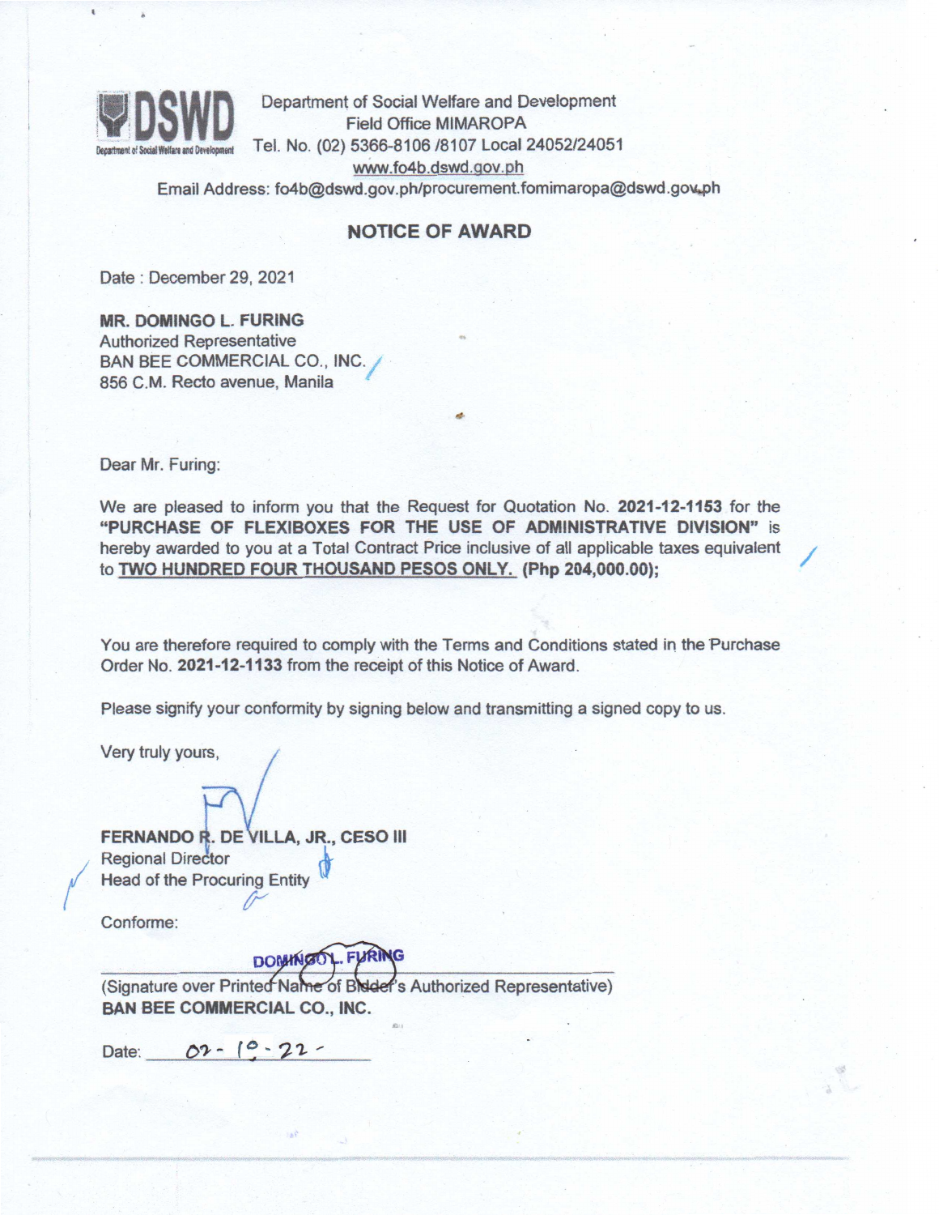DSWD
Department of Social Welfare and Development

Department of Social Welfare and Development
Field Office MIMAROPA
Tel. No. (02) 5366-8106 /8107 Local 24052/24051
www.fo4b.dswd.gov.ph
Email Address: fo4b@dswd.gov.ph/procurement.fomimaropa@dswd.gov.ph

## NOTICE OF AWARD

Date : December 29, 2021

**MR. DOMINGO L. FURING**
Authorized Representative
BAN BEE COMMERCIAL CO., INC.
856 C.M. Recto avenue, Manila

Dear Mr. Furing:

We are pleased to inform you that the Request for Quotation No. **2021-12-1153** for the **"PURCHASE OF FLEXIBOXES FOR THE USE OF ADMINISTRATIVE DIVISION"** is hereby awarded to you at a Total Contract Price inclusive of all applicable taxes equivalent to **TWO HUNDRED FOUR THOUSAND PESOS ONLY. (Php 204,000.00);**

You are therefore required to comply with the Terms and Conditions stated in the Purchase Order No. **2021-12-1133** from the receipt of this Notice of Award.

Please signify your conformity by signing below and transmitting a signed copy to us.

Very truly yours,

**FERNANDO R. DE VILLA, JR., CESO III**
Regional Director
Head of the Procuring Entity

Conforme:

DOMINGO L. FURING
(Signature over Printed Name of Bidder's Authorized Representative)
**BAN BEE COMMERCIAL CO., INC.**

Date: 02-10-22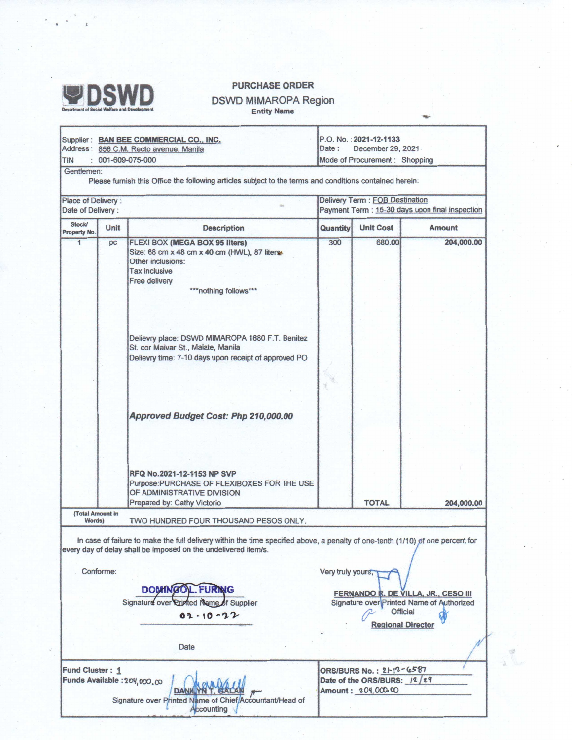**DSWD**
Department of Social Welfare and Development

# PURCHASE ORDER

DSWD MIMAROPA Region
**Entity Name**

| | |
|---|---|
| Supplier : **BAN BEE COMMERCIAL CO., INC.**<br>Address : 856 C.M. Recto avenue, Manila<br>TIN : 001-609-075-000 | P.O. No. : **2021-12-1133**<br>Date : December 29, 2021<br>Mode of Procurement : Shopping |

Gentlemen:

Please furnish this Office the following articles subject to the terms and conditions contained herein:

| | |
|---|---|
| Place of Delivery :<br>Date of Delivery : | Delivery Term : FOB Destination<br>Payment Term : 15-30 days upon final inspection |

| Stock/ Property No. | Unit | Description | Quantity | Unit Cost | Amount |
|---|---|---|---|---|---|
| 1 | pc | FLEXI BOX **(MEGA BOX 95 liters)**<br>Size: 68 cm x 48 cm x 40 cm (HWL), 87 liters<br>Other inclusions:<br>Tax inclusive<br>Free delivery<br>\*\*\*nothing follows\*\*\*<br><br>Delievry place: DSWD MIMAROPA 1680 F.T. Benitez St. cor Malvar St., Malate, Manila<br>Delievry time: 7-10 days upon receipt of approved PO<br><br>***Approved Budget Cost: Php 210,000.00***<br><br>**RFQ No.2021-12-1153 NP SVP**<br>Purpose:PURCHASE OF FLEXIBOXES FOR THE USE OF ADMINISTRATIVE DIVISION<br>Prepared by: Cathy Victorio | 300 | 680.00 | **204,000.00** |
| | | | | **TOTAL** | **204,000.00** |
| **(Total Amount in Words)** | | TWO HUNDRED FOUR THOUSAND PESOS ONLY. | | | |

In case of failure to make the full delivery within the time specified above, a penalty of one-tenth (1/10) of one percent for every day of delay shall be imposed on the undelivered item/s.

Conforme:

**DOMINGO L. FURING**
Signature over Printed Name of Supplier
02-10-22

Date

Very truly yours,

**FERNANDO R. DE VILLA, JR., CESO III**
Signature over Printed Name of Authorized Official
**Regional Director**

| | |
|---|---|
| **Fund Cluster : 1**<br>**Funds Available :** 204,000.00<br><br>**DANILYN T. GALAN**<br>Signature over Printed Name of Chief Accountant/Head of Accounting | **ORS/BURS No. :** 21-12-6587<br>**Date of the ORS/BURS:** 12/29<br>**Amount :** 204,000.00 |